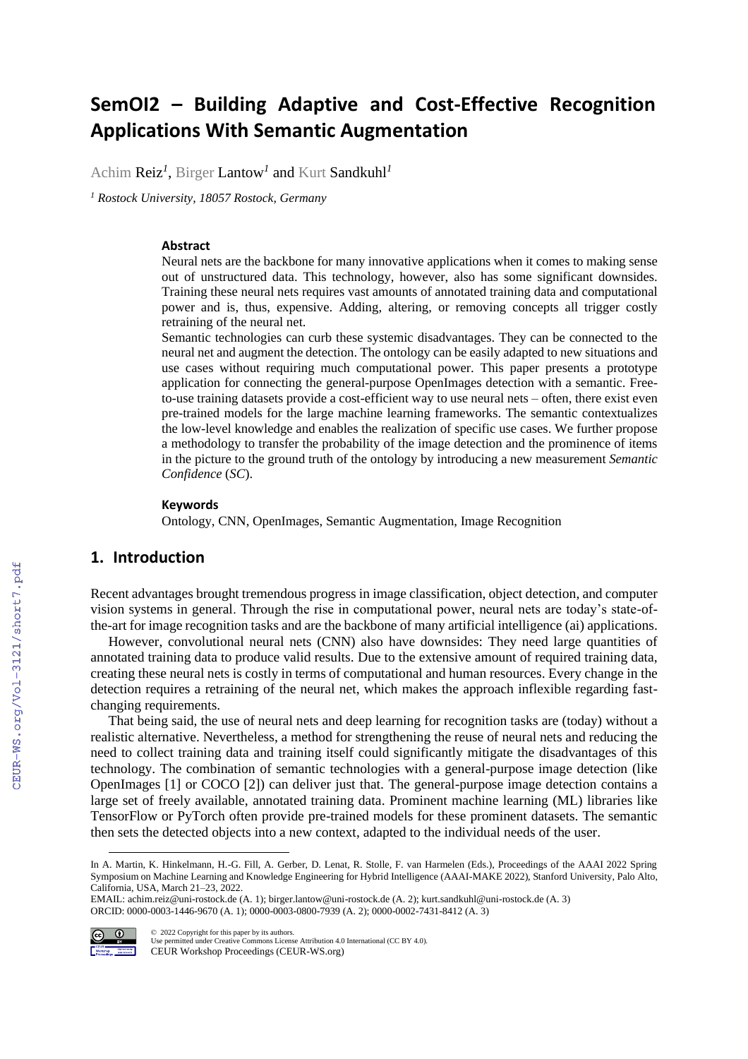# SemOI2 – Building Adaptive and Cost-Effective Recognition Applications With Semantic Augmentation

Achim Reiz[1], Birger Lantow[1] and Kurt Sandkuhl[1]

[1] *Rostock University, 18057 Rostock, Germany*

### Abstract

Neural nets are the backbone for many innovative applications when it comes to making sense out of unstructured data. This technology, however, also has some significant downsides. Training these neural nets requires vast amounts of annotated training data and computational power and is, thus, expensive. Adding, altering, or removing concepts all trigger costly retraining of the neural net.

Semantic technologies can curb these systemic disadvantages. They can be connected to the neural net and augment the detection. The ontology can be easily adapted to new situations and use cases without requiring much computational power. This paper presents a prototype application for connecting the general-purpose OpenImages detection with a semantic. Free-to-use training datasets provide a cost-efficient way to use neural nets – often, there exist even pre-trained models for the large machine learning frameworks. The semantic contextualizes the low-level knowledge and enables the realization of specific use cases. We further propose a methodology to transfer the probability of the image detection and the prominence of items in the picture to the ground truth of the ontology by introducing a new measurement *Semantic Confidence* (*SC*).

### Keywords

Ontology, CNN, OpenImages, Semantic Augmentation, Image Recognition

## 1. Introduction

Recent advantages brought tremendous progress in image classification, object detection, and computer vision systems in general. Through the rise in computational power, neural nets are today's state-of-the-art for image recognition tasks and are the backbone of many artificial intelligence (ai) applications.

However, convolutional neural nets (CNN) also have downsides: They need large quantities of annotated training data to produce valid results. Due to the extensive amount of required training data, creating these neural nets is costly in terms of computational and human resources. Every change in the detection requires a retraining of the neural net, which makes the approach inflexible regarding fast-changing requirements.

That being said, the use of neural nets and deep learning for recognition tasks are (today) without a realistic alternative. Nevertheless, a method for strengthening the reuse of neural nets and reducing the need to collect training data and training itself could significantly mitigate the disadvantages of this technology. The combination of semantic technologies with a general-purpose image detection (like OpenImages [1] or COCO [2]) can deliver just that. The general-purpose image detection contains a large set of freely available, annotated training data. Prominent machine learning (ML) libraries like TensorFlow or PyTorch often provide pre-trained models for these prominent datasets. The semantic then sets the detected objects into a new context, adapted to the individual needs of the user.

---

In A. Martin, K. Hinkelmann, H.-G. Fill, A. Gerber, D. Lenat, R. Stolle, F. van Harmelen (Eds.), Proceedings of the AAAI 2022 Spring Symposium on Machine Learning and Knowledge Engineering for Hybrid Intelligence (AAAI-MAKE 2022), Stanford University, Palo Alto, California, USA, March 21–23, 2022.

EMAIL: achim.reiz@uni-rostock.de (A. 1); birger.lantow@uni-rostock.de (A. 2); kurt.sandkuhl@uni-rostock.de (A. 3)
ORCID: 0000-0003-1446-9670 (A. 1); 0000-0003-0800-7939 (A. 2); 0000-0002-7431-8412 (A. 3)

© 2022 Copyright for this paper by its authors.
Use permitted under Creative Commons License Attribution 4.0 International (CC BY 4.0).
CEUR Workshop Proceedings (CEUR-WS.org)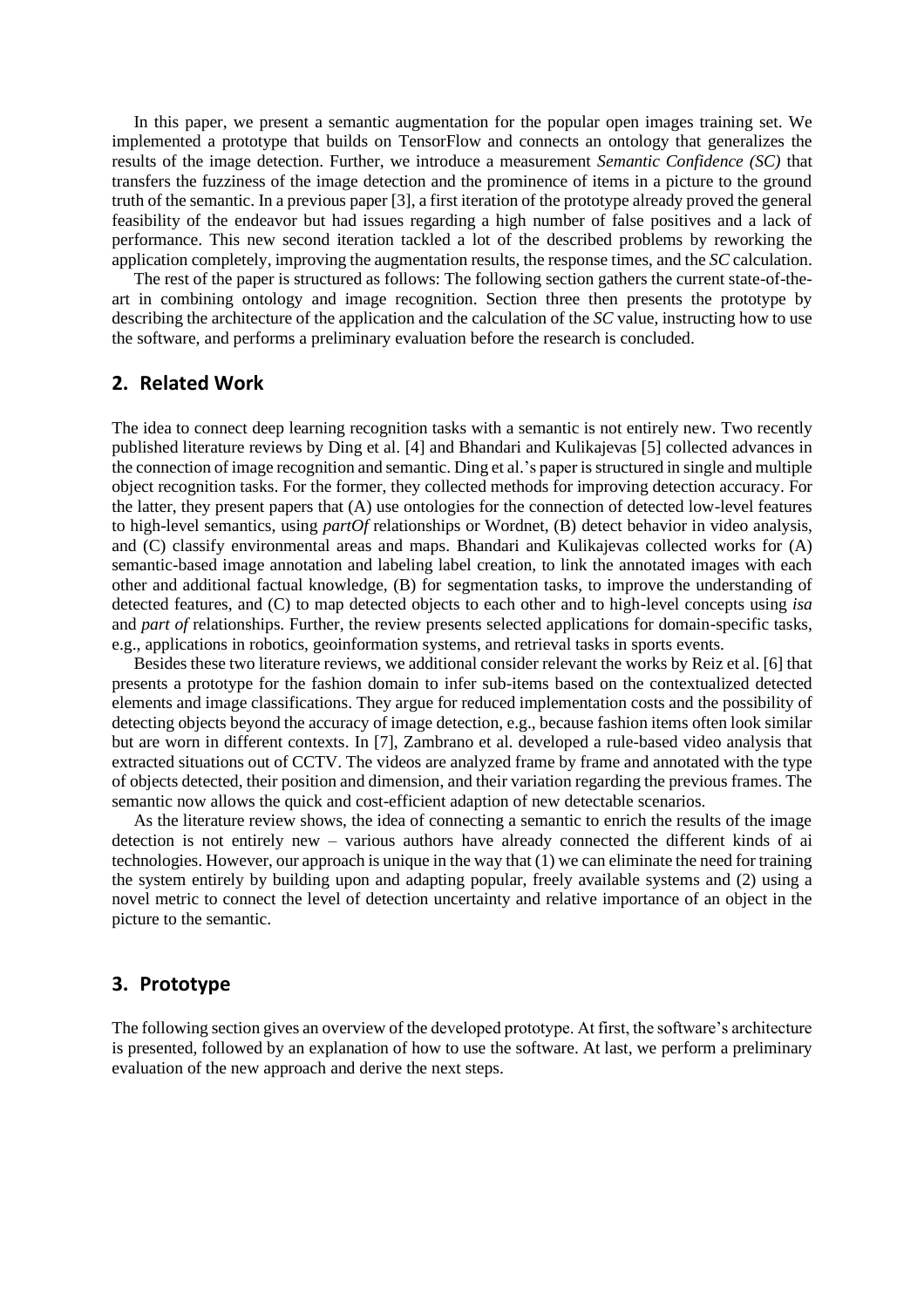In this paper, we present a semantic augmentation for the popular open images training set. We implemented a prototype that builds on TensorFlow and connects an ontology that generalizes the results of the image detection. Further, we introduce a measurement *Semantic Confidence (SC)* that transfers the fuzziness of the image detection and the prominence of items in a picture to the ground truth of the semantic. In a previous paper [3], a first iteration of the prototype already proved the general feasibility of the endeavor but had issues regarding a high number of false positives and a lack of performance. This new second iteration tackled a lot of the described problems by reworking the application completely, improving the augmentation results, the response times, and the *SC* calculation.

The rest of the paper is structured as follows: The following section gathers the current state-of-the-art in combining ontology and image recognition. Section three then presents the prototype by describing the architecture of the application and the calculation of the *SC* value, instructing how to use the software, and performs a preliminary evaluation before the research is concluded.

## 2. Related Work

The idea to connect deep learning recognition tasks with a semantic is not entirely new. Two recently published literature reviews by Ding et al. [4] and Bhandari and Kulikajevas [5] collected advances in the connection of image recognition and semantic. Ding et al.'s paper is structured in single and multiple object recognition tasks. For the former, they collected methods for improving detection accuracy. For the latter, they present papers that (A) use ontologies for the connection of detected low-level features to high-level semantics, using *partOf* relationships or Wordnet, (B) detect behavior in video analysis, and (C) classify environmental areas and maps. Bhandari and Kulikajevas collected works for (A) semantic-based image annotation and labeling label creation, to link the annotated images with each other and additional factual knowledge, (B) for segmentation tasks, to improve the understanding of detected features, and (C) to map detected objects to each other and to high-level concepts using *isa* and *part of* relationships. Further, the review presents selected applications for domain-specific tasks, e.g., applications in robotics, geoinformation systems, and retrieval tasks in sports events.

Besides these two literature reviews, we additional consider relevant the works by Reiz et al. [6] that presents a prototype for the fashion domain to infer sub-items based on the contextualized detected elements and image classifications. They argue for reduced implementation costs and the possibility of detecting objects beyond the accuracy of image detection, e.g., because fashion items often look similar but are worn in different contexts. In [7], Zambrano et al. developed a rule-based video analysis that extracted situations out of CCTV. The videos are analyzed frame by frame and annotated with the type of objects detected, their position and dimension, and their variation regarding the previous frames. The semantic now allows the quick and cost-efficient adaption of new detectable scenarios.

As the literature review shows, the idea of connecting a semantic to enrich the results of the image detection is not entirely new – various authors have already connected the different kinds of ai technologies. However, our approach is unique in the way that (1) we can eliminate the need for training the system entirely by building upon and adapting popular, freely available systems and (2) using a novel metric to connect the level of detection uncertainty and relative importance of an object in the picture to the semantic.

## 3. Prototype

The following section gives an overview of the developed prototype. At first, the software's architecture is presented, followed by an explanation of how to use the software. At last, we perform a preliminary evaluation of the new approach and derive the next steps.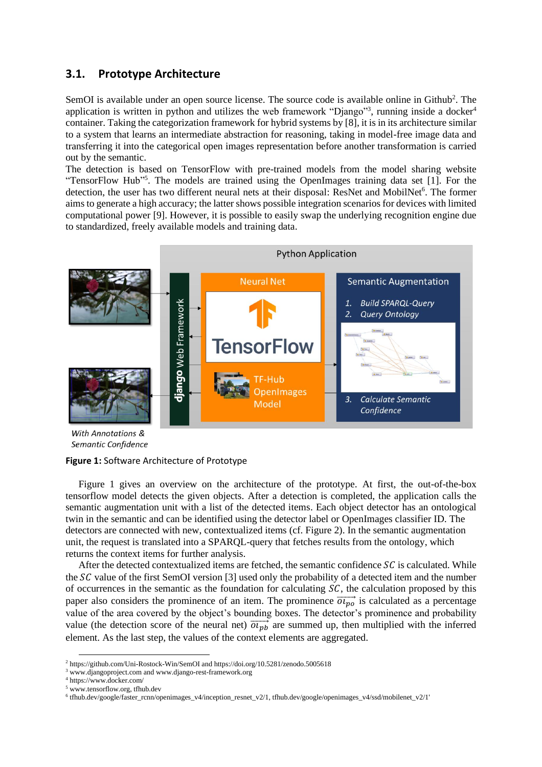## 3.1. Prototype Architecture

SemOI is available under an open source license. The source code is available online in Github[2]. The application is written in python and utilizes the web framework "Django"[3], running inside a docker[4] container. Taking the categorization framework for hybrid systems by [8], it is in its architecture similar to a system that learns an intermediate abstraction for reasoning, taking in model-free image data and transferring it into the categorical open images representation before another transformation is carried out by the semantic.

The detection is based on TensorFlow with pre-trained models from the model sharing website "TensorFlow Hub"[5]. The models are trained using the OpenImages training data set [1]. For the detection, the user has two different neural nets at their disposal: ResNet and MobilNet[6]. The former aims to generate a high accuracy; the latter shows possible integration scenarios for devices with limited computational power [9]. However, it is possible to easily swap the underlying recognition engine due to standardized, freely available models and training data.

**Figure 1:** Software Architecture of Prototype

Figure 1 gives an overview on the architecture of the prototype. At first, the out-of-the-box tensorflow model detects the given objects. After a detection is completed, the application calls the semantic augmentation unit with a list of the detected items. Each object detector has an ontological twin in the semantic and can be identified using the detector label or OpenImages classifier ID. The detectors are connected with new, contextualized items (cf. Figure 2). In the semantic augmentation unit, the request is translated into a SPARQL-query that fetches results from the ontology, which returns the context items for further analysis.

After the detected contextualized items are fetched, the semantic confidence $SC$ is calculated. While the $SC$ value of the first SemOI version [3] used only the probability of a detected item and the number of occurrences in the semantic as the foundation for calculating $SC$, the calculation proposed by this paper also considers the prominence of an item. The prominence $\overrightarrow{oi_{po}}$ is calculated as a percentage value of the area covered by the object's bounding boxes. The detector's prominence and probability value (the detection score of the neural net) $\overrightarrow{oi_{pb}}$ are summed up, then multiplied with the inferred element. As the last step, the values of the context elements are aggregated.

[2] https://github.com/Uni-Rostock-Win/SemOI and https://doi.org/10.5281/zenodo.5005618
[3] www.djangoproject.com and www.django-rest-framework.org
[4] https://www.docker.com/
[5] www.tensorflow.org, tfhub.dev
[6] tfhub.dev/google/faster_rcnn/openimages_v4/inception_resnet_v2/1, tfhub.dev/google/openimages_v4/ssd/mobilenet_v2/1'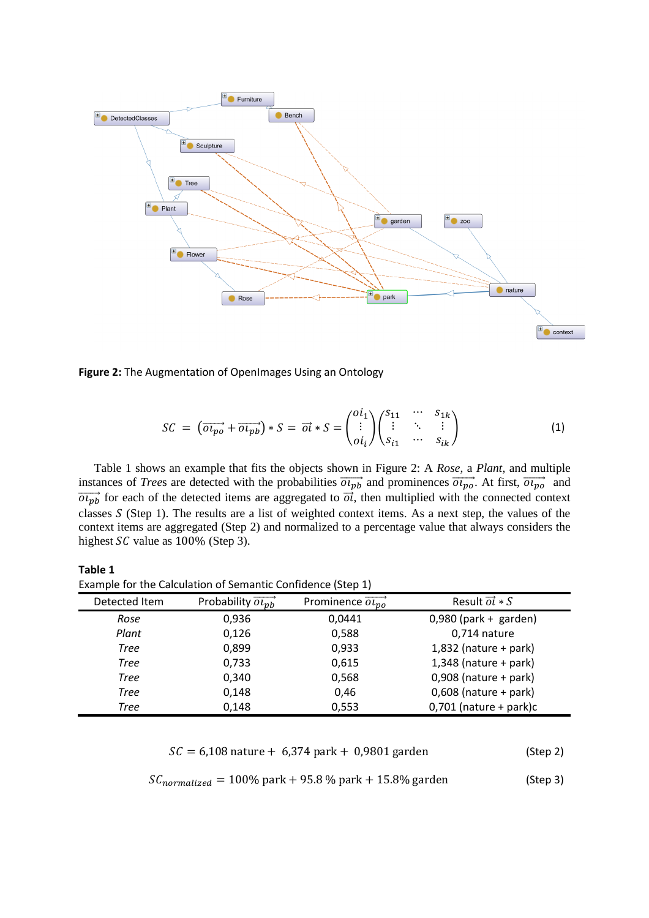**Figure 2:** The Augmentation of OpenImages Using an Ontology

$$SC = \left(\overrightarrow{oi_{po}} + \overrightarrow{oi_{pb}}\right) * S = \vec{oi} * S = \begin{pmatrix} oi_1 \\ \vdots \\ oi_i \end{pmatrix} \begin{pmatrix} s_{11} & \cdots & s_{1k} \\ \vdots & \ddots & \vdots \\ s_{i1} & \cdots & s_{ik} \end{pmatrix} \tag{1}$$

Table 1 shows an example that fits the objects shown in Figure 2: A *Rose*, a *Plant*, and multiple instances of *Tree*s are detected with the probabilities $\overrightarrow{oi_{pb}}$ and prominences $\overrightarrow{oi_{po}}$. At first, $\overrightarrow{oi_{po}}$ and $\overrightarrow{oi_{pb}}$ for each of the detected items are aggregated to $\vec{oi}$, then multiplied with the connected context classes $S$ (Step 1). The results are a list of weighted context items. As a next step, the values of the context items are aggregated (Step 2) and normalized to a percentage value that always considers the highest $SC$ value as 100% (Step 3).

**Table 1**
Example for the Calculation of Semantic Confidence (Step 1)

| Detected Item | Probability $\overrightarrow{oi_{pb}}$ | Prominence $\overrightarrow{oi_{po}}$ | Result $\vec{oi} * S$ |
|---|---|---|---|
| *Rose* | 0,936 | 0,0441 | 0,980 (park + garden) |
| *Plant* | 0,126 | 0,588 | 0,714 nature |
| *Tree* | 0,899 | 0,933 | 1,832 (nature + park) |
| *Tree* | 0,733 | 0,615 | 1,348 (nature + park) |
| *Tree* | 0,340 | 0,568 | 0,908 (nature + park) |
| *Tree* | 0,148 | 0,46 | 0,608 (nature + park) |
| *Tree* | 0,148 | 0,553 | 0,701 (nature + park)c |

$$SC = 6{,}108 \text{ nature} + 6{,}374 \text{ park} + 0{,}9801 \text{ garden} \tag{Step 2}$$

$$SC_{normalized} = 100\% \text{ park} + 95.8\,\% \text{ park} + 15.8\% \text{ garden} \tag{Step 3}$$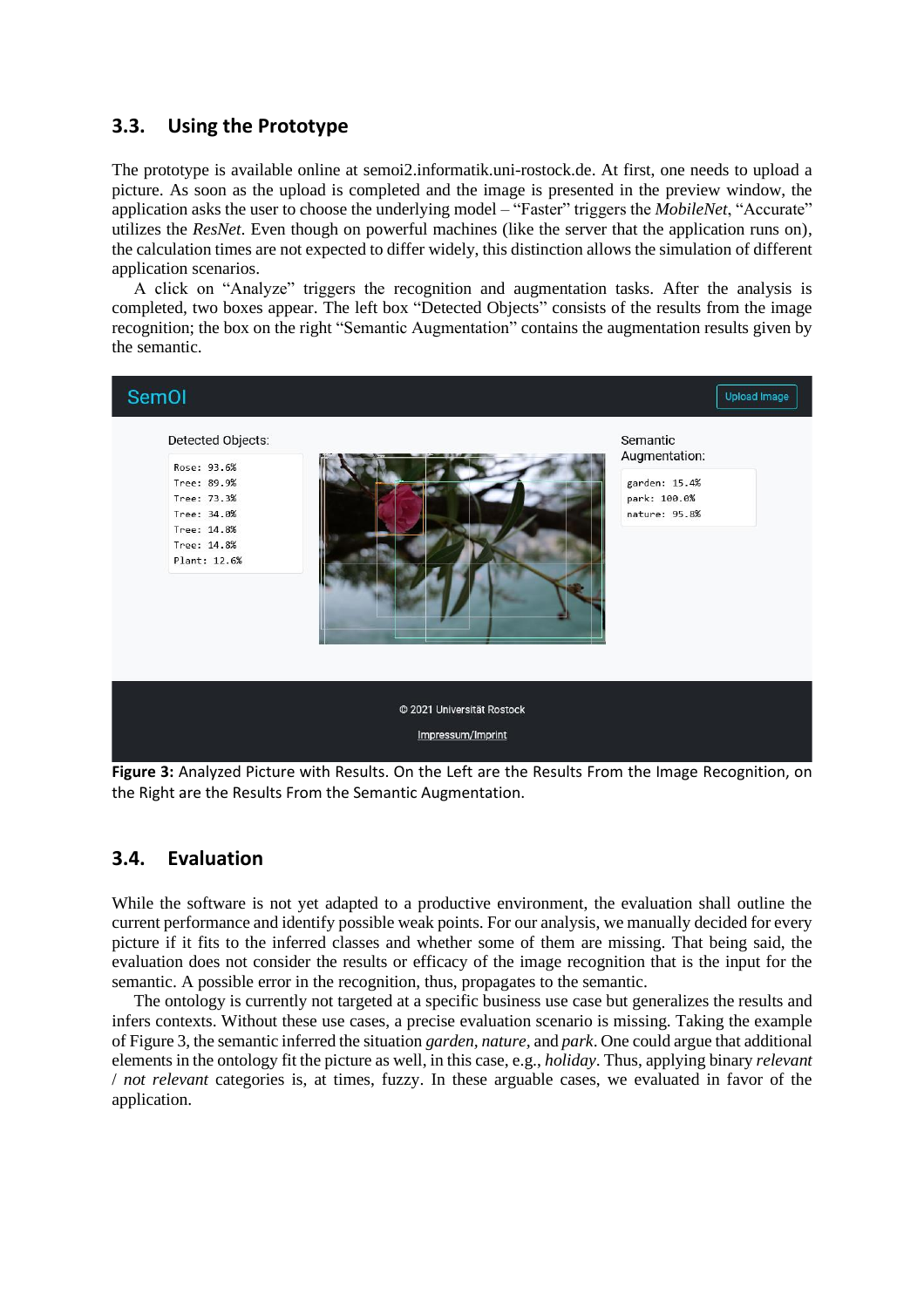### 3.3. Using the Prototype

The prototype is available online at semoi2.informatik.uni-rostock.de. At first, one needs to upload a picture. As soon as the upload is completed and the image is presented in the preview window, the application asks the user to choose the underlying model – "Faster" triggers the *MobileNet*, "Accurate" utilizes the *ResNet*. Even though on powerful machines (like the server that the application runs on), the calculation times are not expected to differ widely, this distinction allows the simulation of different application scenarios.

A click on "Analyze" triggers the recognition and augmentation tasks. After the analysis is completed, two boxes appear. The left box "Detected Objects" consists of the results from the image recognition; the box on the right "Semantic Augmentation" contains the augmentation results given by the semantic.

**Figure 3:** Analyzed Picture with Results. On the Left are the Results From the Image Recognition, on the Right are the Results From the Semantic Augmentation.

### 3.4. Evaluation

While the software is not yet adapted to a productive environment, the evaluation shall outline the current performance and identify possible weak points. For our analysis, we manually decided for every picture if it fits to the inferred classes and whether some of them are missing. That being said, the evaluation does not consider the results or efficacy of the image recognition that is the input for the semantic. A possible error in the recognition, thus, propagates to the semantic.

The ontology is currently not targeted at a specific business use case but generalizes the results and infers contexts. Without these use cases, a precise evaluation scenario is missing. Taking the example of Figure 3, the semantic inferred the situation *garden*, *nature*, and *park*. One could argue that additional elements in the ontology fit the picture as well, in this case, e.g., *holiday*. Thus, applying binary *relevant* / *not relevant* categories is, at times, fuzzy. In these arguable cases, we evaluated in favor of the application.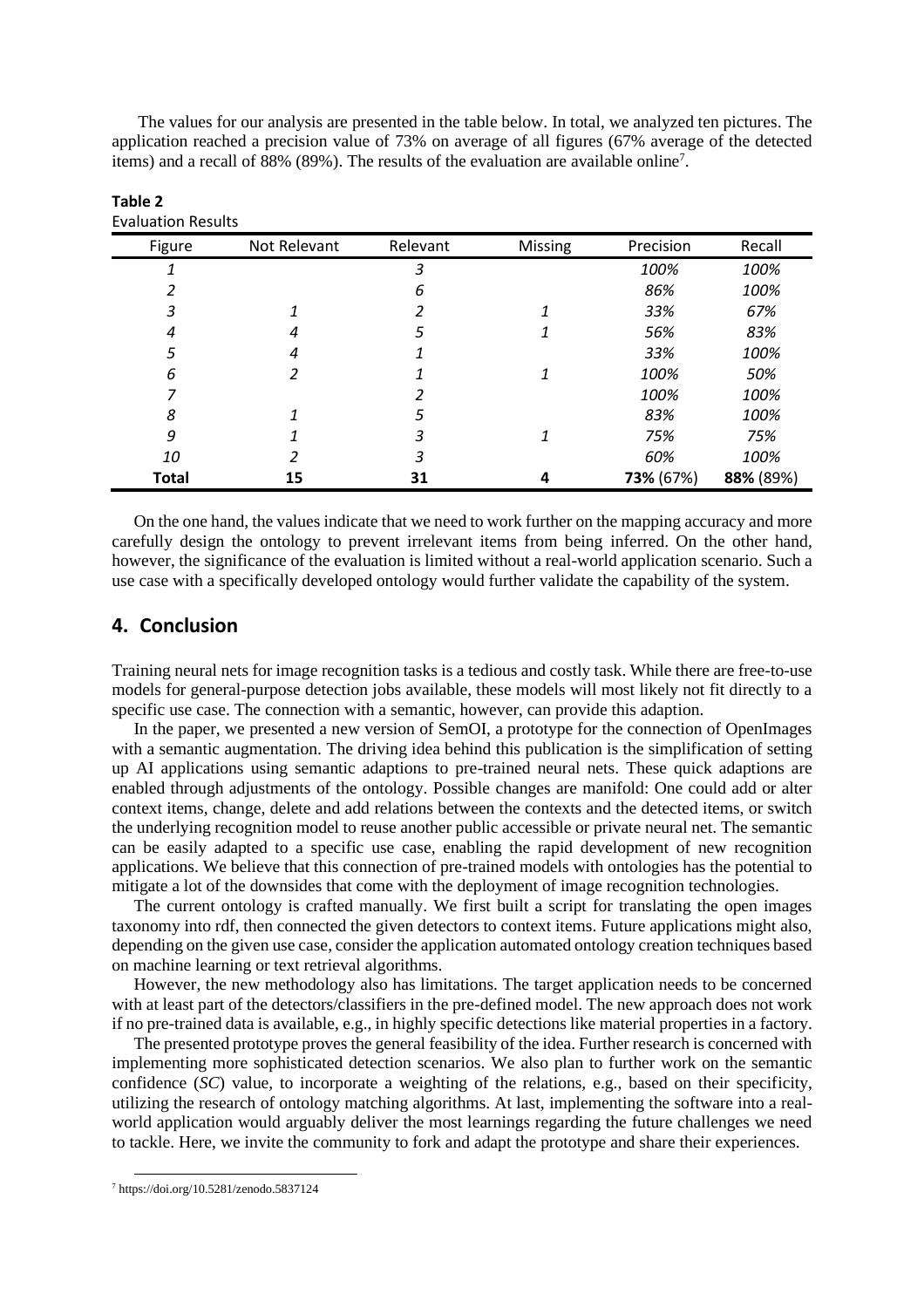The values for our analysis are presented in the table below. In total, we analyzed ten pictures. The application reached a precision value of 73% on average of all figures (67% average of the detected items) and a recall of 88% (89%). The results of the evaluation are available online[7].

**Table 2**
Evaluation Results

| Figure | Not Relevant | Relevant | Missing | Precision | Recall |
|---|---|---|---|---|---|
| *1* | | *3* | | *100%* | *100%* |
| *2* | | *6* | | *86%* | *100%* |
| *3* | *1* | *2* | *1* | *33%* | *67%* |
| *4* | *4* | *5* | *1* | *56%* | *83%* |
| *5* | *4* | *1* | | *33%* | *100%* |
| *6* | *2* | *1* | *1* | *100%* | *50%* |
| *7* | | *2* | | *100%* | *100%* |
| *8* | *1* | *5* | | *83%* | *100%* |
| *9* | *1* | *3* | *1* | *75%* | *75%* |
| *10* | *2* | *3* | | *60%* | *100%* |
| **Total** | **15** | **31** | **4** | **73%** (67%) | **88%** (89%) |

On the one hand, the values indicate that we need to work further on the mapping accuracy and more carefully design the ontology to prevent irrelevant items from being inferred. On the other hand, however, the significance of the evaluation is limited without a real-world application scenario. Such a use case with a specifically developed ontology would further validate the capability of the system.

## 4. Conclusion

Training neural nets for image recognition tasks is a tedious and costly task. While there are free-to-use models for general-purpose detection jobs available, these models will most likely not fit directly to a specific use case. The connection with a semantic, however, can provide this adaption.

In the paper, we presented a new version of SemOI, a prototype for the connection of OpenImages with a semantic augmentation. The driving idea behind this publication is the simplification of setting up AI applications using semantic adaptions to pre-trained neural nets. These quick adaptions are enabled through adjustments of the ontology. Possible changes are manifold: One could add or alter context items, change, delete and add relations between the contexts and the detected items, or switch the underlying recognition model to reuse another public accessible or private neural net. The semantic can be easily adapted to a specific use case, enabling the rapid development of new recognition applications. We believe that this connection of pre-trained models with ontologies has the potential to mitigate a lot of the downsides that come with the deployment of image recognition technologies.

The current ontology is crafted manually. We first built a script for translating the open images taxonomy into rdf, then connected the given detectors to context items. Future applications might also, depending on the given use case, consider the application automated ontology creation techniques based on machine learning or text retrieval algorithms.

However, the new methodology also has limitations. The target application needs to be concerned with at least part of the detectors/classifiers in the pre-defined model. The new approach does not work if no pre-trained data is available, e.g., in highly specific detections like material properties in a factory.

The presented prototype proves the general feasibility of the idea. Further research is concerned with implementing more sophisticated detection scenarios. We also plan to further work on the semantic confidence (*SC*) value, to incorporate a weighting of the relations, e.g., based on their specificity, utilizing the research of ontology matching algorithms. At last, implementing the software into a real-world application would arguably deliver the most learnings regarding the future challenges we need to tackle. Here, we invite the community to fork and adapt the prototype and share their experiences.

[7] https://doi.org/10.5281/zenodo.5837124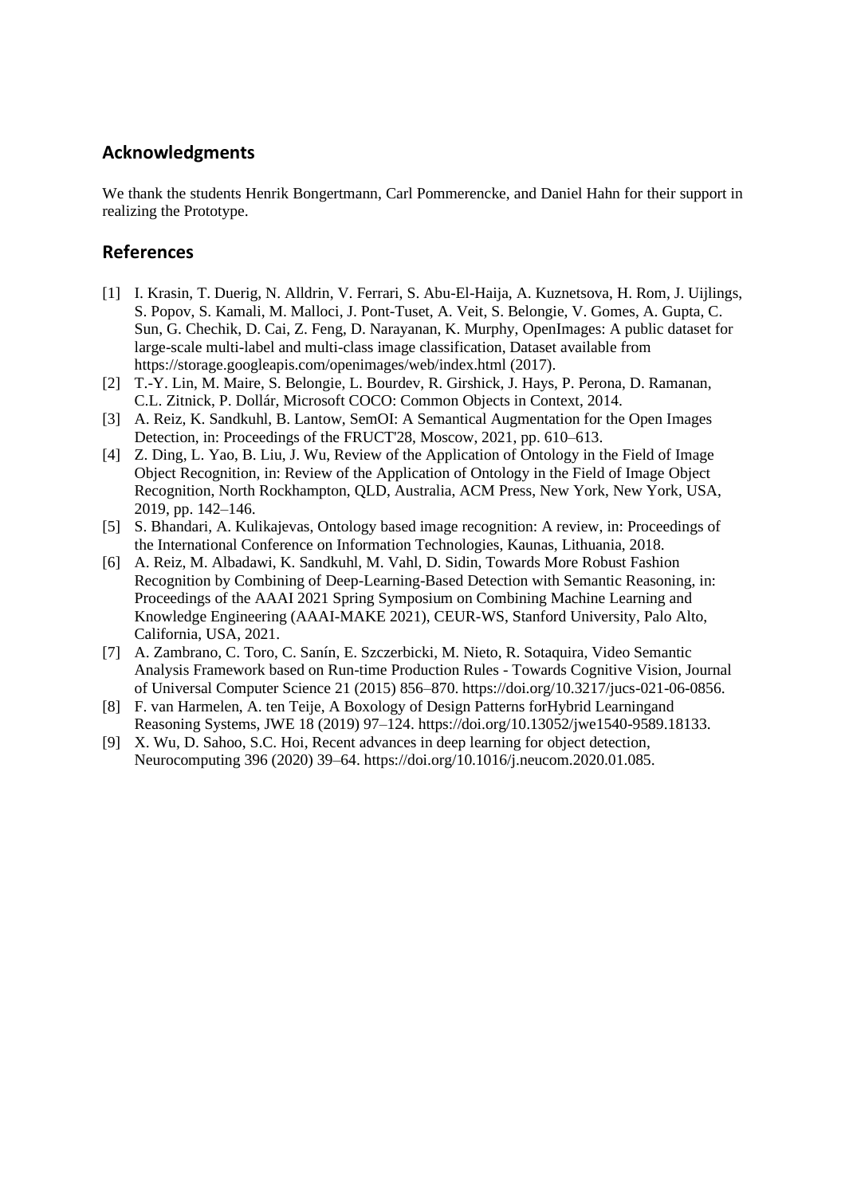## Acknowledgments

We thank the students Henrik Bongertmann, Carl Pommerencke, and Daniel Hahn for their support in realizing the Prototype.

## References

[1] I. Krasin, T. Duerig, N. Alldrin, V. Ferrari, S. Abu-El-Haija, A. Kuznetsova, H. Rom, J. Uijlings, S. Popov, S. Kamali, M. Malloci, J. Pont-Tuset, A. Veit, S. Belongie, V. Gomes, A. Gupta, C. Sun, G. Chechik, D. Cai, Z. Feng, D. Narayanan, K. Murphy, OpenImages: A public dataset for large-scale multi-label and multi-class image classification, Dataset available from https://storage.googleapis.com/openimages/web/index.html (2017).

[2] T.-Y. Lin, M. Maire, S. Belongie, L. Bourdev, R. Girshick, J. Hays, P. Perona, D. Ramanan, C.L. Zitnick, P. Dollár, Microsoft COCO: Common Objects in Context, 2014.

[3] A. Reiz, K. Sandkuhl, B. Lantow, SemOI: A Semantical Augmentation for the Open Images Detection, in: Proceedings of the FRUCT'28, Moscow, 2021, pp. 610–613.

[4] Z. Ding, L. Yao, B. Liu, J. Wu, Review of the Application of Ontology in the Field of Image Object Recognition, in: Review of the Application of Ontology in the Field of Image Object Recognition, North Rockhampton, QLD, Australia, ACM Press, New York, New York, USA, 2019, pp. 142–146.

[5] S. Bhandari, A. Kulikajevas, Ontology based image recognition: A review, in: Proceedings of the International Conference on Information Technologies, Kaunas, Lithuania, 2018.

[6] A. Reiz, M. Albadawi, K. Sandkuhl, M. Vahl, D. Sidin, Towards More Robust Fashion Recognition by Combining of Deep-Learning-Based Detection with Semantic Reasoning, in: Proceedings of the AAAI 2021 Spring Symposium on Combining Machine Learning and Knowledge Engineering (AAAI-MAKE 2021), CEUR-WS, Stanford University, Palo Alto, California, USA, 2021.

[7] A. Zambrano, C. Toro, C. Sanín, E. Szczerbicki, M. Nieto, R. Sotaquira, Video Semantic Analysis Framework based on Run-time Production Rules - Towards Cognitive Vision, Journal of Universal Computer Science 21 (2015) 856–870. https://doi.org/10.3217/jucs-021-06-0856.

[8] F. van Harmelen, A. ten Teije, A Boxology of Design Patterns forHybrid Learningand Reasoning Systems, JWE 18 (2019) 97–124. https://doi.org/10.13052/jwe1540-9589.18133.

[9] X. Wu, D. Sahoo, S.C. Hoi, Recent advances in deep learning for object detection, Neurocomputing 396 (2020) 39–64. https://doi.org/10.1016/j.neucom.2020.01.085.